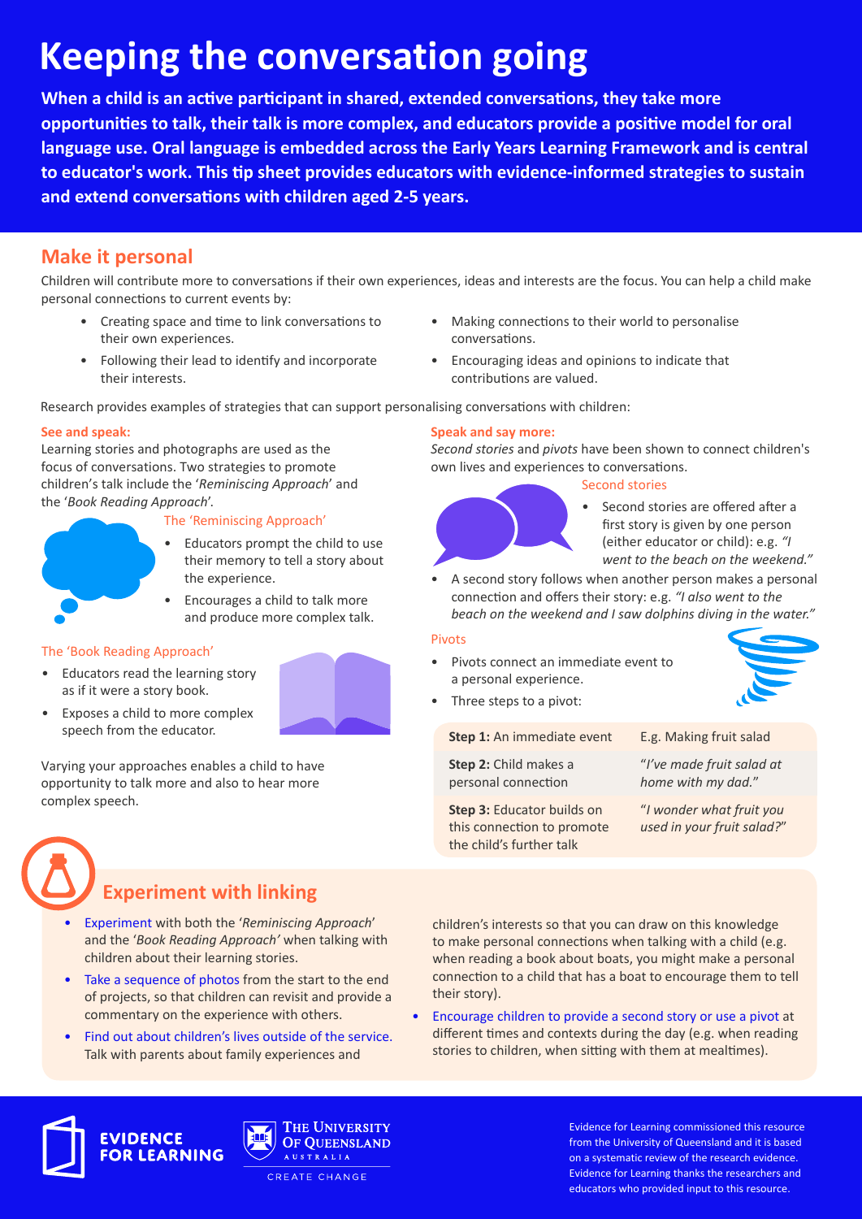# Keeping the conversation going

**When a child is an active participant in shared, extended conversations, they take more opportunities to talk, their talk is more complex, and educators provide a positive model for oral language use. Oral language is embedded across the Early Years Learning Framework and is central to educator's work. This tip sheet provides educators with evidence-informed strategies to sustain and extend conversations with children aged 2-5 years.**

## Make it personal

Children will contribute more to conversations if their own experiences, ideas and interests are the focus. You can help a child make personal connections to current events by:

- Creating space and time to link conversations to their own experiences.
- Following their lead to identify and incorporate their interests.
- Making connections to their world to personalise conversations.
- Encouraging ideas and opinions to indicate that contributions are valued.

Research provides examples of strategies that can support personalising conversations with children:

### See and speak:

Learning stories and photographs are used as the focus of conversations. Two strategies to promote children's talk include the '*Reminiscing Approach*' and the '*Book Reading Approach*'.

#### The 'Reminiscing Approach'

- Educators prompt the child to use their memory to tell a story about the experience.
- Encourages a child to talk more and produce more complex talk.

#### The 'Book Reading Approach'

- Educators read the learning story as if it were a story book.
- Exposes a child to more complex speech from the educator.

Varying your approaches enables a child to have opportunity to talk more and also to hear more complex speech.

### Speak and say more:

*Second stories* and *pivots* have been shown to connect children's own lives and experiences to conversations.

#### Second stories

- Second stories are offered after a first story is given by one person (either educator or child): e.g. *"I went to the beach on the weekend."*
- A second story follows when another person makes a personal connection and offers their story: e.g. *"I also went to the beach on the weekend and I saw dolphins diving in the water."*

#### Pivots

- Pivots connect an immediate event to a personal experience.
- Three steps to a pivot:

| | |
|---|---|
| **Step 1:** An immediate event | E.g. Making fruit salad |
| **Step 2:** Child makes a personal connection | "*I've made fruit salad at home with my dad.*" |
| **Step 3:** Educator builds on this connection to promote the child's further talk | "*I wonder what fruit you used in your fruit salad?*" |

## Experiment with linking

- Experiment with both the '*Reminiscing Approach*' and the '*Book Reading Approach*' when talking with children about their learning stories.
- Take a sequence of photos from the start to the end of projects, so that children can revisit and provide a commentary on the experience with others.
- Find out about children's lives outside of the service. Talk with parents about family experiences and children's interests so that you can draw on this knowledge to make personal connections when talking with a child (e.g. when reading a book about boats, you might make a personal connection to a child that has a boat to encourage them to tell their story).
- Encourage children to provide a second story or use a pivot at different times and contexts during the day (e.g. when reading stories to children, when sitting with them at mealtimes).

EVIDENCE FOR LEARNING

THE UNIVERSITY OF QUEENSLAND AUSTRALIA — CREATE CHANGE

Evidence for Learning commissioned this resource from the University of Queensland and it is based on a systematic review of the research evidence. Evidence for Learning thanks the researchers and educators who provided input to this resource.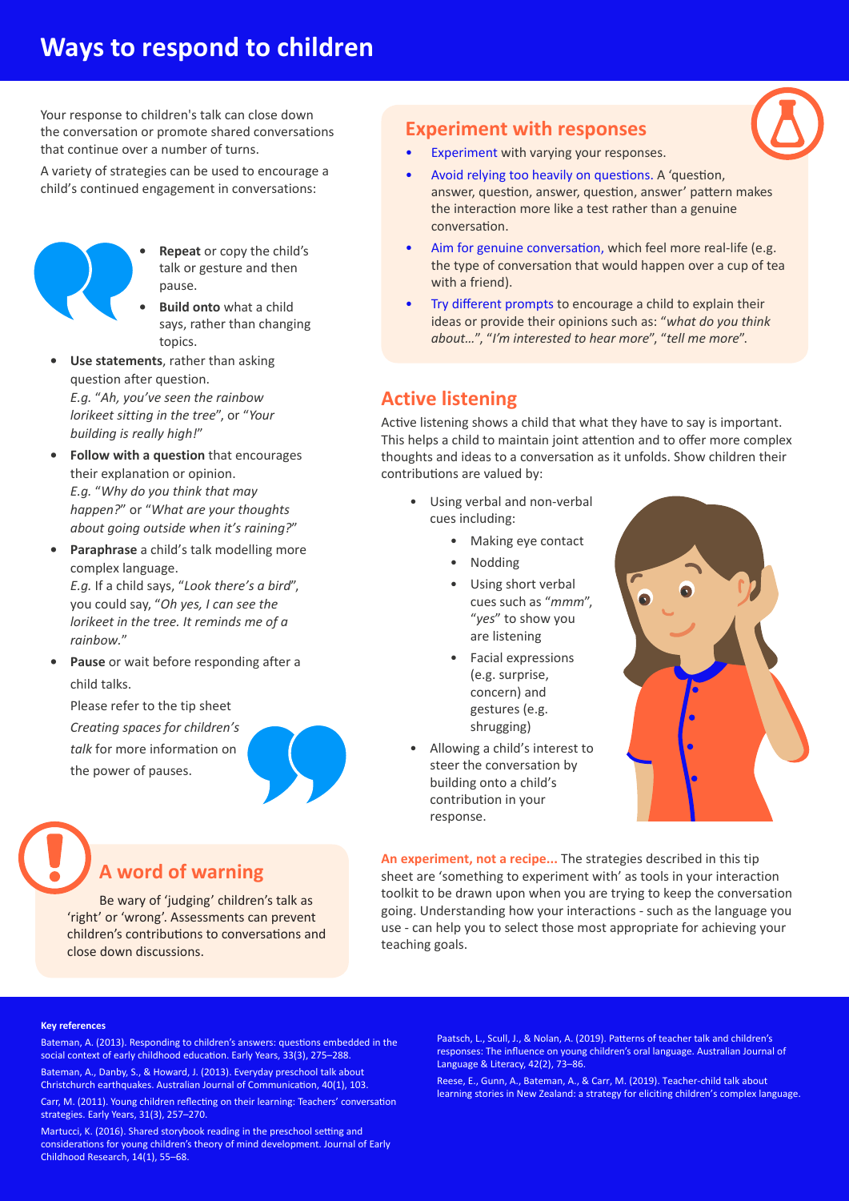# Ways to respond to children

Your response to children's talk can close down the conversation or promote shared conversations that continue over a number of turns.

A variety of strategies can be used to encourage a child's continued engagement in conversations:

- **Repeat** or copy the child's talk or gesture and then pause.
- **Build onto** what a child says, rather than changing topics.
- **Use statements**, rather than asking question after question.
  *E.g.* "*Ah, you've seen the rainbow lorikeet sitting in the tree*", or "*Your building is really high!*"
- **Follow with a question** that encourages their explanation or opinion.
  *E.g.* "*Why do you think that may happen?*" or "*What are your thoughts about going outside when it's raining?*"
- **Paraphrase** a child's talk modelling more complex language.
  *E.g.* If a child says, "*Look there's a bird*", you could say, "*Oh yes, I can see the lorikeet in the tree. It reminds me of a rainbow.*"
- **Pause** or wait before responding after a child talks.

  Please refer to the tip sheet *Creating spaces for children's talk* for more information on the power of pauses.

## A word of warning

Be wary of 'judging' children's talk as 'right' or 'wrong'. Assessments can prevent children's contributions to conversations and close down discussions.

## Experiment with responses

- Experiment with varying your responses.
- Avoid relying too heavily on questions. A 'question, answer, question, answer, question, answer' pattern makes the interaction more like a test rather than a genuine conversation.
- Aim for genuine conversation, which feel more real-life (e.g. the type of conversation that would happen over a cup of tea with a friend).
- Try different prompts to encourage a child to explain their ideas or provide their opinions such as: "*what do you think about…*", "*I'm interested to hear more*", "*tell me more*".

## Active listening

Active listening shows a child that what they have to say is important. This helps a child to maintain joint attention and to offer more complex thoughts and ideas to a conversation as it unfolds. Show children their contributions are valued by:

- Using verbal and non-verbal cues including:
  - Making eye contact
  - Nodding
  - Using short verbal cues such as "*mmm*", "*yes*" to show you are listening
  - Facial expressions (e.g. surprise, concern) and gestures (e.g. shrugging)
- Allowing a child's interest to steer the conversation by building onto a child's contribution in your response.

**An experiment, not a recipe...** The strategies described in this tip sheet are 'something to experiment with' as tools in your interaction toolkit to be drawn upon when you are trying to keep the conversation going. Understanding how your interactions - such as the language you use - can help you to select those most appropriate for achieving your teaching goals.

#### Key references

Bateman, A. (2013). Responding to children's answers: questions embedded in the social context of early childhood education. Early Years, 33(3), 275–288.

Bateman, A., Danby, S., & Howard, J. (2013). Everyday preschool talk about Christchurch earthquakes. Australian Journal of Communication, 40(1), 103.

Carr, M. (2011). Young children reflecting on their learning: Teachers' conversation strategies. Early Years, 31(3), 257–270.

Martucci, K. (2016). Shared storybook reading in the preschool setting and considerations for young children's theory of mind development. Journal of Early Childhood Research, 14(1), 55–68.

Paatsch, L., Scull, J., & Nolan, A. (2019). Patterns of teacher talk and children's responses: The influence on young children's oral language. Australian Journal of Language & Literacy, 42(2), 73–86.

Reese, E., Gunn, A., Bateman, A., & Carr, M. (2019). Teacher-child talk about learning stories in New Zealand: a strategy for eliciting children's complex language.